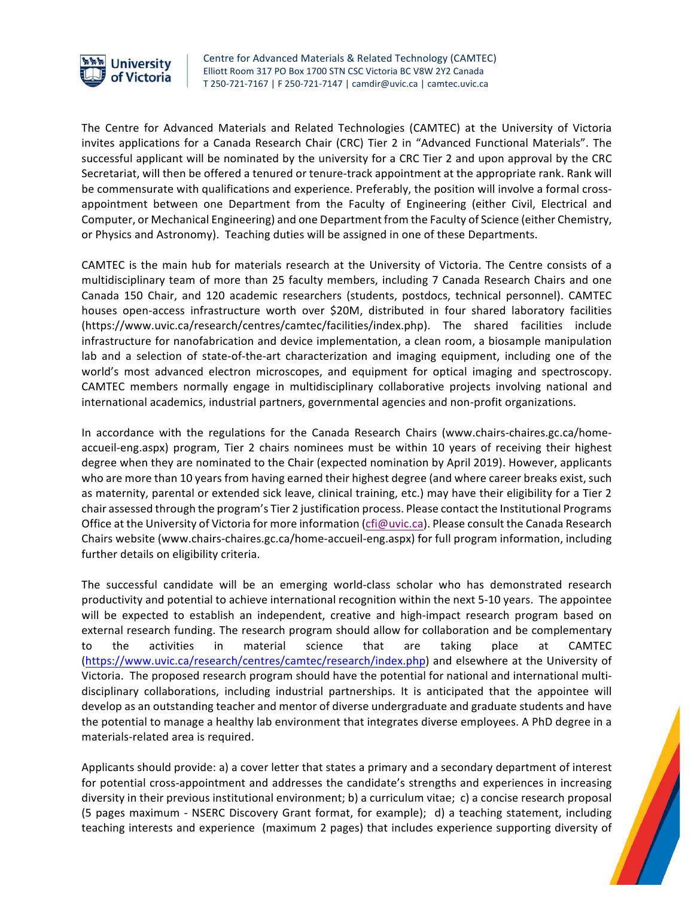University of Victoria

Centre for Advanced Materials & Related Technology (CAMTEC)
Elliott Room 317 PO Box 1700 STN CSC Victoria BC V8W 2Y2 Canada
T 250-721-7167 | F 250-721-7147 | camdir@uvic.ca | camtec.uvic.ca

The Centre for Advanced Materials and Related Technologies (CAMTEC) at the University of Victoria invites applications for a Canada Research Chair (CRC) Tier 2 in "Advanced Functional Materials". The successful applicant will be nominated by the university for a CRC Tier 2 and upon approval by the CRC Secretariat, will then be offered a tenured or tenure-track appointment at the appropriate rank. Rank will be commensurate with qualifications and experience. Preferably, the position will involve a formal cross-appointment between one Department from the Faculty of Engineering (either Civil, Electrical and Computer, or Mechanical Engineering) and one Department from the Faculty of Science (either Chemistry, or Physics and Astronomy). Teaching duties will be assigned in one of these Departments.

CAMTEC is the main hub for materials research at the University of Victoria. The Centre consists of a multidisciplinary team of more than 25 faculty members, including 7 Canada Research Chairs and one Canada 150 Chair, and 120 academic researchers (students, postdocs, technical personnel). CAMTEC houses open-access infrastructure worth over $20M, distributed in four shared laboratory facilities (https://www.uvic.ca/research/centres/camtec/facilities/index.php). The shared facilities include infrastructure for nanofabrication and device implementation, a clean room, a biosample manipulation lab and a selection of state-of-the-art characterization and imaging equipment, including one of the world's most advanced electron microscopes, and equipment for optical imaging and spectroscopy. CAMTEC members normally engage in multidisciplinary collaborative projects involving national and international academics, industrial partners, governmental agencies and non-profit organizations.

In accordance with the regulations for the Canada Research Chairs (www.chairs-chaires.gc.ca/home-accueil-eng.aspx) program, Tier 2 chairs nominees must be within 10 years of receiving their highest degree when they are nominated to the Chair (expected nomination by April 2019). However, applicants who are more than 10 years from having earned their highest degree (and where career breaks exist, such as maternity, parental or extended sick leave, clinical training, etc.) may have their eligibility for a Tier 2 chair assessed through the program's Tier 2 justification process. Please contact the Institutional Programs Office at the University of Victoria for more information (cfi@uvic.ca). Please consult the Canada Research Chairs website (www.chairs-chaires.gc.ca/home-accueil-eng.aspx) for full program information, including further details on eligibility criteria.

The successful candidate will be an emerging world-class scholar who has demonstrated research productivity and potential to achieve international recognition within the next 5-10 years. The appointee will be expected to establish an independent, creative and high-impact research program based on external research funding. The research program should allow for collaboration and be complementary to the activities in material science that are taking place at CAMTEC (https://www.uvic.ca/research/centres/camtec/research/index.php) and elsewhere at the University of Victoria. The proposed research program should have the potential for national and international multi-disciplinary collaborations, including industrial partnerships. It is anticipated that the appointee will develop as an outstanding teacher and mentor of diverse undergraduate and graduate students and have the potential to manage a healthy lab environment that integrates diverse employees. A PhD degree in a materials-related area is required.

Applicants should provide: a) a cover letter that states a primary and a secondary department of interest for potential cross-appointment and addresses the candidate's strengths and experiences in increasing diversity in their previous institutional environment; b) a curriculum vitae; c) a concise research proposal (5 pages maximum - NSERC Discovery Grant format, for example); d) a teaching statement, including teaching interests and experience (maximum 2 pages) that includes experience supporting diversity of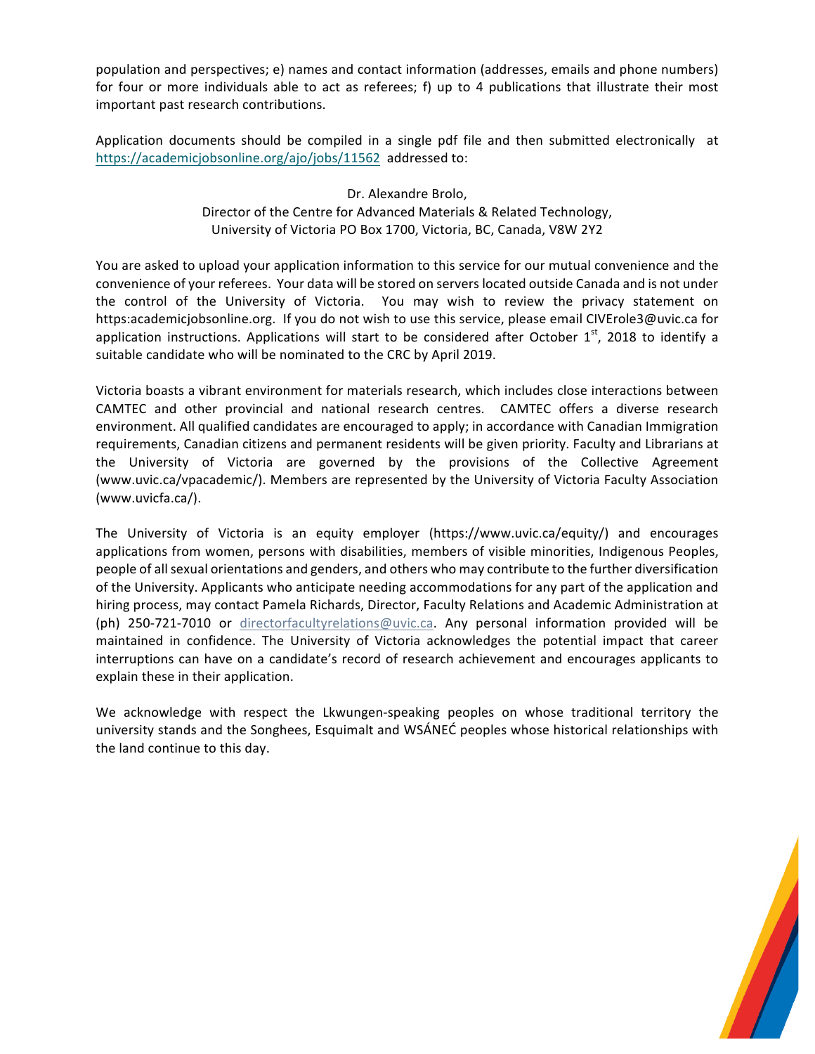population and perspectives; e) names and contact information (addresses, emails and phone numbers) for four or more individuals able to act as referees; f) up to 4 publications that illustrate their most important past research contributions.

Application documents should be compiled in a single pdf file and then submitted electronically at https://academicjobsonline.org/ajo/jobs/11562 addressed to:

Dr. Alexandre Brolo,
Director of the Centre for Advanced Materials & Related Technology,
University of Victoria PO Box 1700, Victoria, BC, Canada, V8W 2Y2

You are asked to upload your application information to this service for our mutual convenience and the convenience of your referees. Your data will be stored on servers located outside Canada and is not under the control of the University of Victoria. You may wish to review the privacy statement on https:academicjobsonline.org. If you do not wish to use this service, please email CIVErole3@uvic.ca for application instructions. Applications will start to be considered after October 1st, 2018 to identify a suitable candidate who will be nominated to the CRC by April 2019.

Victoria boasts a vibrant environment for materials research, which includes close interactions between CAMTEC and other provincial and national research centres. CAMTEC offers a diverse research environment. All qualified candidates are encouraged to apply; in accordance with Canadian Immigration requirements, Canadian citizens and permanent residents will be given priority. Faculty and Librarians at the University of Victoria are governed by the provisions of the Collective Agreement (www.uvic.ca/vpacademic/). Members are represented by the University of Victoria Faculty Association (www.uvicfa.ca/).

The University of Victoria is an equity employer (https://www.uvic.ca/equity/) and encourages applications from women, persons with disabilities, members of visible minorities, Indigenous Peoples, people of all sexual orientations and genders, and others who may contribute to the further diversification of the University. Applicants who anticipate needing accommodations for any part of the application and hiring process, may contact Pamela Richards, Director, Faculty Relations and Academic Administration at (ph) 250-721-7010 or directorfacultyrelations@uvic.ca. Any personal information provided will be maintained in confidence. The University of Victoria acknowledges the potential impact that career interruptions can have on a candidate's record of research achievement and encourages applicants to explain these in their application.

We acknowledge with respect the Lkwungen-speaking peoples on whose traditional territory the university stands and the Songhees, Esquimalt and WSÁNEĆ peoples whose historical relationships with the land continue to this day.